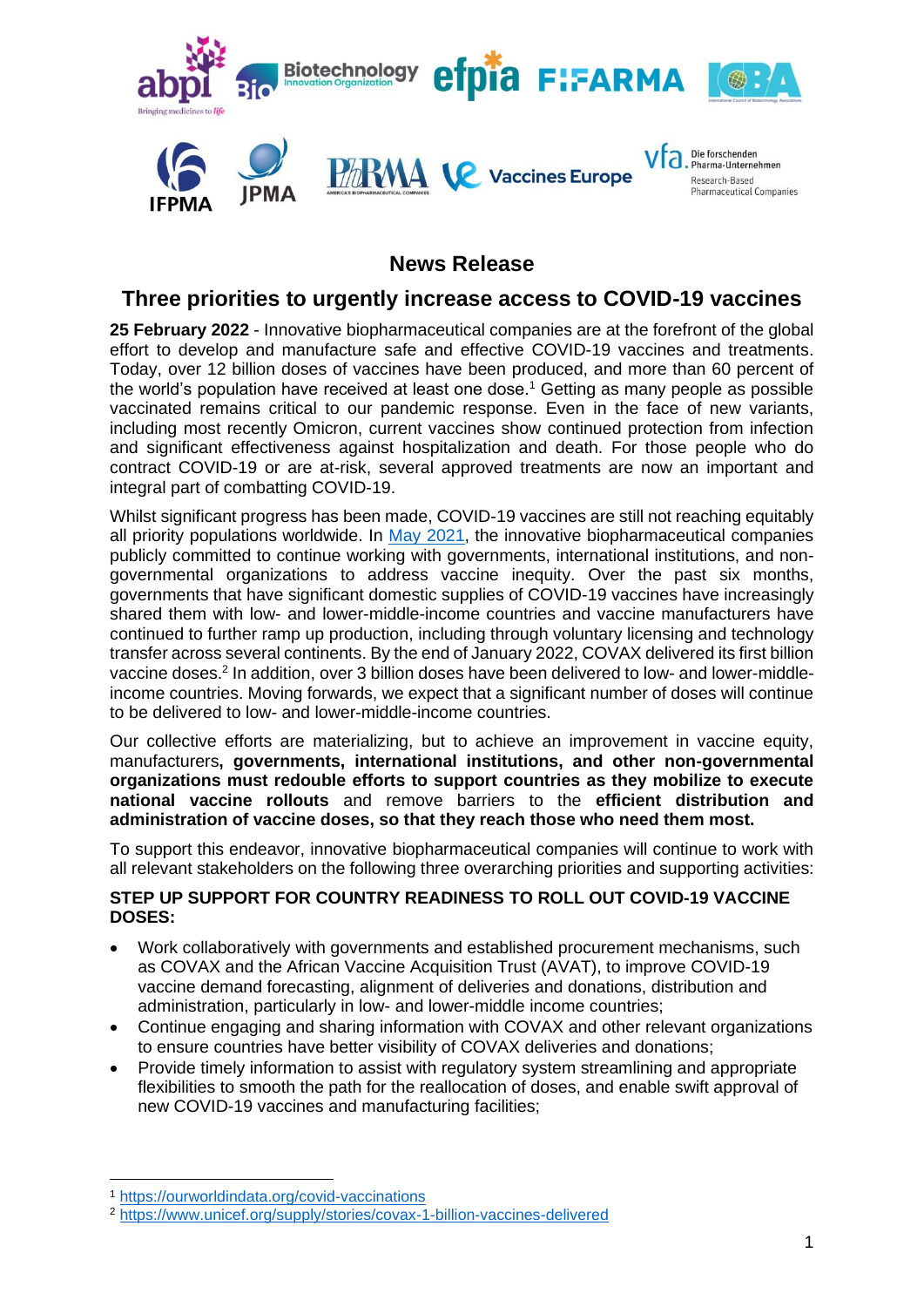## News Release

# Three priorities to urgently increase access to COVID-19 vaccines

**25 February 2022** - Innovative biopharmaceutical companies are at the forefront of the global effort to develop and manufacture safe and effective COVID-19 vaccines and treatments. Today, over 12 billion doses of vaccines have been produced, and more than 60 percent of the world's population have received at least one dose.[1] Getting as many people as possible vaccinated remains critical to our pandemic response. Even in the face of new variants, including most recently Omicron, current vaccines show continued protection from infection and significant effectiveness against hospitalization and death. For those people who do contract COVID-19 or are at-risk, several approved treatments are now an important and integral part of combatting COVID-19.

Whilst significant progress has been made, COVID-19 vaccines are still not reaching equitably all priority populations worldwide. In May 2021, the innovative biopharmaceutical companies publicly committed to continue working with governments, international institutions, and non-governmental organizations to address vaccine inequity. Over the past six months, governments that have significant domestic supplies of COVID-19 vaccines have increasingly shared them with low- and lower-middle-income countries and vaccine manufacturers have continued to further ramp up production, including through voluntary licensing and technology transfer across several continents. By the end of January 2022, COVAX delivered its first billion vaccine doses.[2] In addition, over 3 billion doses have been delivered to low- and lower-middle-income countries. Moving forwards, we expect that a significant number of doses will continue to be delivered to low- and lower-middle-income countries.

Our collective efforts are materializing, but to achieve an improvement in vaccine equity, manufacturers**, governments, international institutions, and other non-governmental organizations must redouble efforts to support countries as they mobilize to execute national vaccine rollouts** and remove barriers to the **efficient distribution and administration of vaccine doses, so that they reach those who need them most.**

To support this endeavor, innovative biopharmaceutical companies will continue to work with all relevant stakeholders on the following three overarching priorities and supporting activities:

**STEP UP SUPPORT FOR COUNTRY READINESS TO ROLL OUT COVID-19 VACCINE DOSES:**

- Work collaboratively with governments and established procurement mechanisms, such as COVAX and the African Vaccine Acquisition Trust (AVAT), to improve COVID-19 vaccine demand forecasting, alignment of deliveries and donations, distribution and administration, particularly in low- and lower-middle income countries;
- Continue engaging and sharing information with COVAX and other relevant organizations to ensure countries have better visibility of COVAX deliveries and donations;
- Provide timely information to assist with regulatory system streamlining and appropriate flexibilities to smooth the path for the reallocation of doses, and enable swift approval of new COVID-19 vaccines and manufacturing facilities;

---

[1] https://ourworldindata.org/covid-vaccinations

[2] https://www.unicef.org/supply/stories/covax-1-billion-vaccines-delivered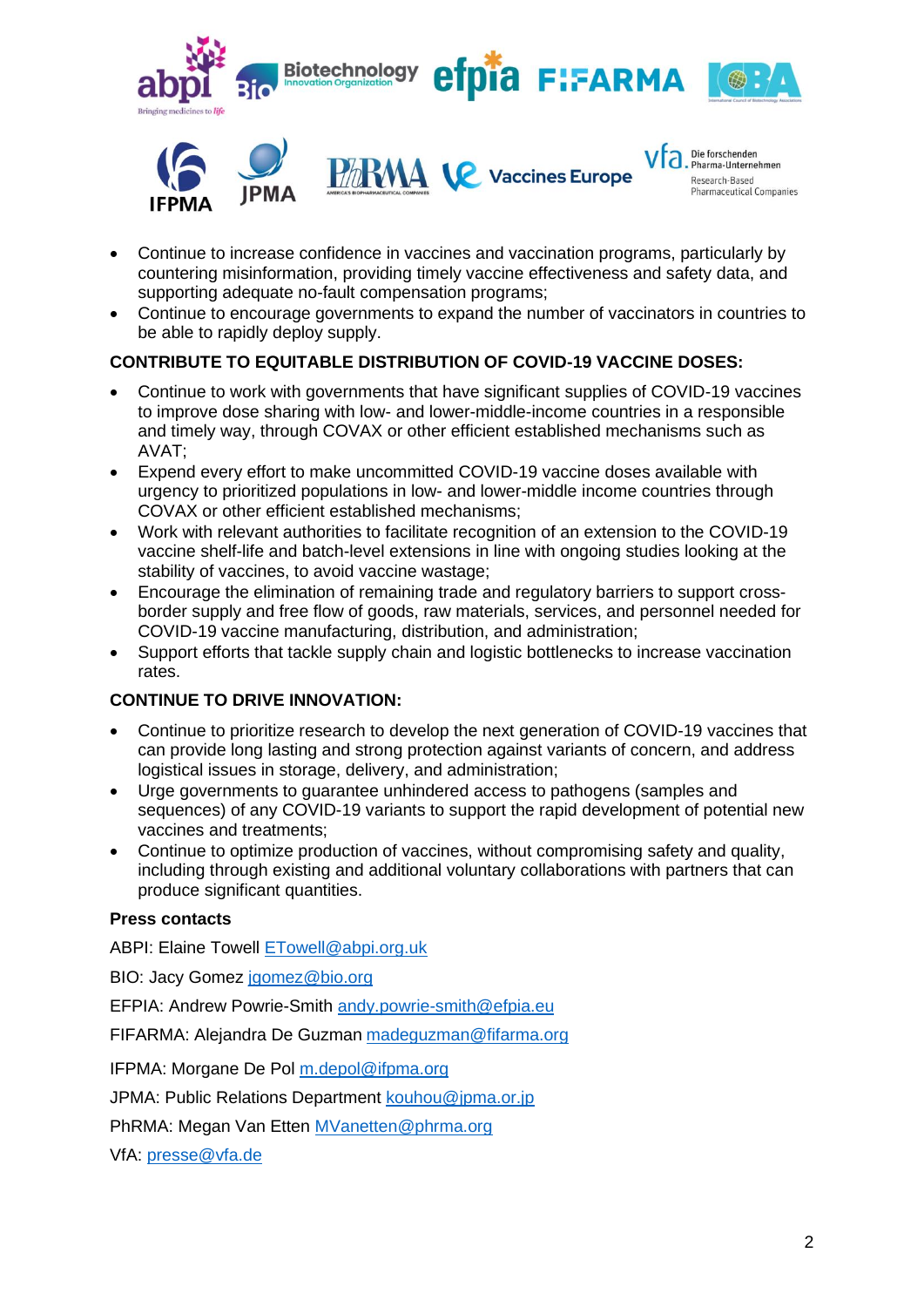- Continue to increase confidence in vaccines and vaccination programs, particularly by countering misinformation, providing timely vaccine effectiveness and safety data, and supporting adequate no-fault compensation programs;
- Continue to encourage governments to expand the number of vaccinators in countries to be able to rapidly deploy supply.

**CONTRIBUTE TO EQUITABLE DISTRIBUTION OF COVID-19 VACCINE DOSES:**

- Continue to work with governments that have significant supplies of COVID-19 vaccines to improve dose sharing with low- and lower-middle-income countries in a responsible and timely way, through COVAX or other efficient established mechanisms such as AVAT;
- Expend every effort to make uncommitted COVID-19 vaccine doses available with urgency to prioritized populations in low- and lower-middle income countries through COVAX or other efficient established mechanisms;
- Work with relevant authorities to facilitate recognition of an extension to the COVID-19 vaccine shelf-life and batch-level extensions in line with ongoing studies looking at the stability of vaccines, to avoid vaccine wastage;
- Encourage the elimination of remaining trade and regulatory barriers to support cross-border supply and free flow of goods, raw materials, services, and personnel needed for COVID-19 vaccine manufacturing, distribution, and administration;
- Support efforts that tackle supply chain and logistic bottlenecks to increase vaccination rates.

**CONTINUE TO DRIVE INNOVATION:**

- Continue to prioritize research to develop the next generation of COVID-19 vaccines that can provide long lasting and strong protection against variants of concern, and address logistical issues in storage, delivery, and administration;
- Urge governments to guarantee unhindered access to pathogens (samples and sequences) of any COVID-19 variants to support the rapid development of potential new vaccines and treatments;
- Continue to optimize production of vaccines, without compromising safety and quality, including through existing and additional voluntary collaborations with partners that can produce significant quantities.

**Press contacts**

ABPI: Elaine Towell ETowell@abpi.org.uk

BIO: Jacy Gomez jgomez@bio.org

EFPIA: Andrew Powrie-Smith andy.powrie-smith@efpia.eu

FIFARMA: Alejandra De Guzman madeguzman@fifarma.org

IFPMA: Morgane De Pol m.depol@ifpma.org

JPMA: Public Relations Department kouhou@jpma.or.jp

PhRMA: Megan Van Etten MVanetten@phrma.org

VfA: presse@vfa.de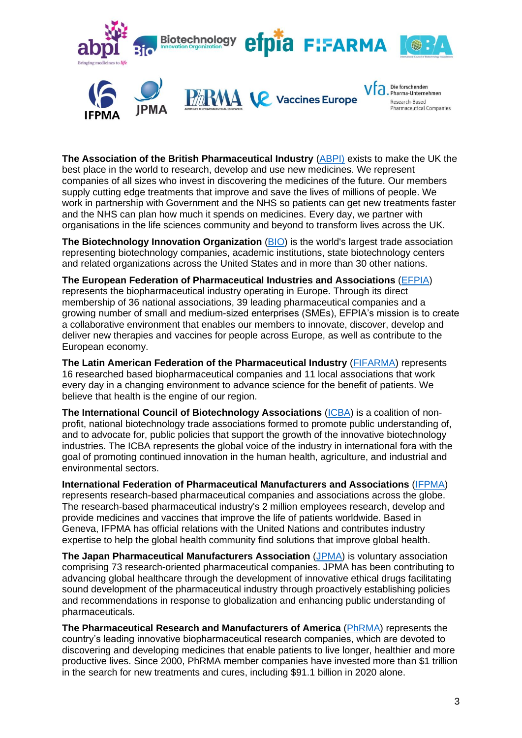**The Association of the British Pharmaceutical Industry** (ABPI) exists to make the UK the best place in the world to research, develop and use new medicines. We represent companies of all sizes who invest in discovering the medicines of the future. Our members supply cutting edge treatments that improve and save the lives of millions of people. We work in partnership with Government and the NHS so patients can get new treatments faster and the NHS can plan how much it spends on medicines. Every day, we partner with organisations in the life sciences community and beyond to transform lives across the UK.

**The Biotechnology Innovation Organization** (BIO) is the world's largest trade association representing biotechnology companies, academic institutions, state biotechnology centers and related organizations across the United States and in more than 30 other nations.

**The European Federation of Pharmaceutical Industries and Associations** (EFPIA) represents the biopharmaceutical industry operating in Europe. Through its direct membership of 36 national associations, 39 leading pharmaceutical companies and a growing number of small and medium-sized enterprises (SMEs), EFPIA's mission is to create a collaborative environment that enables our members to innovate, discover, develop and deliver new therapies and vaccines for people across Europe, as well as contribute to the European economy.

**The Latin American Federation of the Pharmaceutical Industry** (FIFARMA) represents 16 researched based biopharmaceutical companies and 11 local associations that work every day in a changing environment to advance science for the benefit of patients. We believe that health is the engine of our region.

**The International Council of Biotechnology Associations** (ICBA) is a coalition of non-profit, national biotechnology trade associations formed to promote public understanding of, and to advocate for, public policies that support the growth of the innovative biotechnology industries. The ICBA represents the global voice of the industry in international fora with the goal of promoting continued innovation in the human health, agriculture, and industrial and environmental sectors.

**International Federation of Pharmaceutical Manufacturers and Associations** (IFPMA) represents research-based pharmaceutical companies and associations across the globe. The research-based pharmaceutical industry's 2 million employees research, develop and provide medicines and vaccines that improve the life of patients worldwide. Based in Geneva, IFPMA has official relations with the United Nations and contributes industry expertise to help the global health community find solutions that improve global health.

**The Japan Pharmaceutical Manufacturers Association** (JPMA) is voluntary association comprising 73 research-oriented pharmaceutical companies. JPMA has been contributing to advancing global healthcare through the development of innovative ethical drugs facilitating sound development of the pharmaceutical industry through proactively establishing policies and recommendations in response to globalization and enhancing public understanding of pharmaceuticals.

**The Pharmaceutical Research and Manufacturers of America** (PhRMA) represents the country's leading innovative biopharmaceutical research companies, which are devoted to discovering and developing medicines that enable patients to live longer, healthier and more productive lives. Since 2000, PhRMA member companies have invested more than $1 trillion in the search for new treatments and cures, including $91.1 billion in 2020 alone.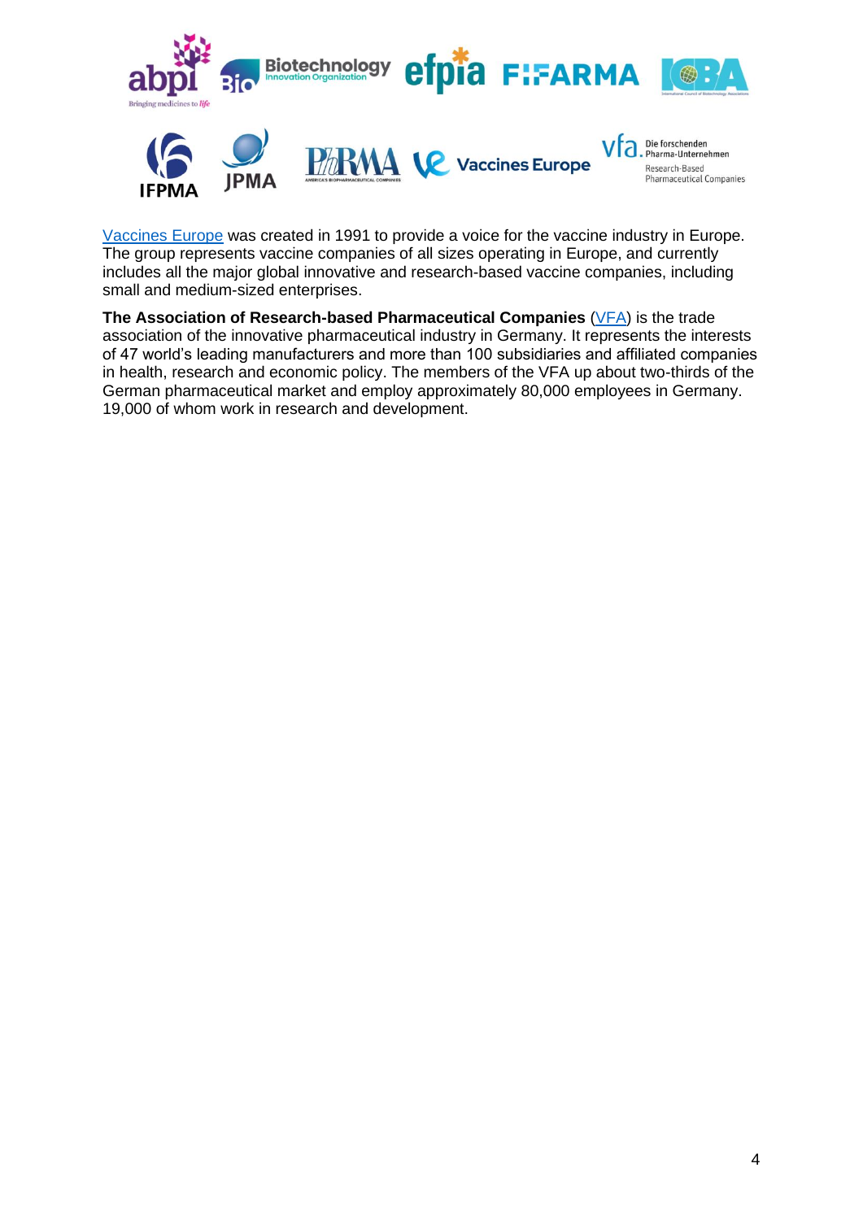Vaccines Europe was created in 1991 to provide a voice for the vaccine industry in Europe. The group represents vaccine companies of all sizes operating in Europe, and currently includes all the major global innovative and research-based vaccine companies, including small and medium-sized enterprises.

**The Association of Research-based Pharmaceutical Companies** (VFA) is the trade association of the innovative pharmaceutical industry in Germany. It represents the interests of 47 world's leading manufacturers and more than 100 subsidiaries and affiliated companies in health, research and economic policy. The members of the VFA up about two-thirds of the German pharmaceutical market and employ approximately 80,000 employees in Germany. 19,000 of whom work in research and development.